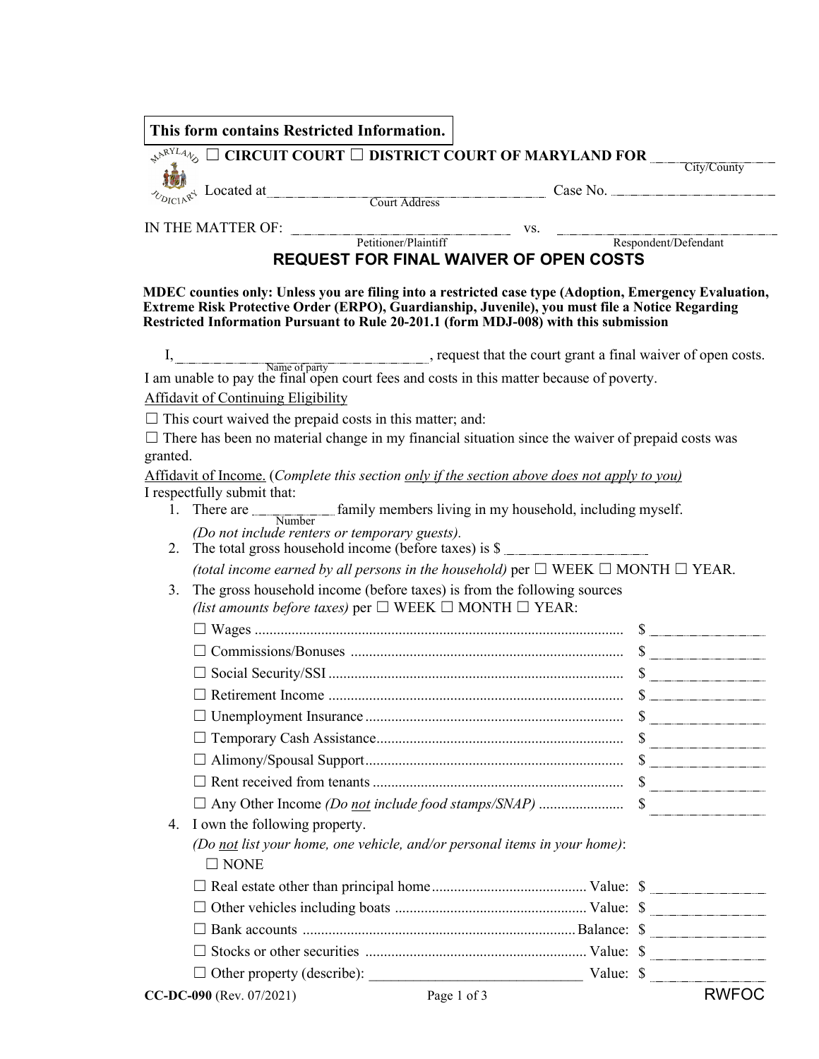**This form contains Restricted Information.**

☐ **CIRCUIT COURT** ☐ **DISTRICT COURT OF MARYLAND FOR** ____________________
City/County

Located at ________________________________ Case No. ____________________
Court Address

IN THE MATTER OF: ______________________________ vs. ______________________________
Petitioner/Plaintiff Respondent/Defendant

# REQUEST FOR FINAL WAIVER OF OPEN COSTS

**MDEC counties only: Unless you are filing into a restricted case type (Adoption, Emergency Evaluation, Extreme Risk Protective Order (ERPO), Guardianship, Juvenile), you must file a Notice Regarding Restricted Information Pursuant to Rule 20-201.1 (form MDJ-008) with this submission**

I, ______________________________, request that the court grant a final waiver of open costs.
Name of party

I am unable to pay the final open court fees and costs in this matter because of poverty.

Affidavit of Continuing Eligibility

☐ This court waived the prepaid costs in this matter; and:

☐ There has been no material change in my financial situation since the waiver of prepaid costs was granted.

Affidavit of Income. (*Complete this section only if the section above does not apply to you)*

I respectfully submit that:

1. There are ____________ family members living in my household, including myself.
   Number
   *(Do not include renters or temporary guests).*
2. The total gross household income (before taxes) is $ ____________________
   *(total income earned by all persons in the household)* per ☐ WEEK ☐ MONTH ☐ YEAR.
3. The gross household income (before taxes) is from the following sources *(list amounts before taxes)* per ☐ WEEK ☐ MONTH ☐ YEAR:
   - ☐ Wages .......... $ ____________
   - ☐ Commissions/Bonuses .......... $ ____________
   - ☐ Social Security/SSI .......... $ ____________
   - ☐ Retirement Income .......... $ ____________
   - ☐ Unemployment Insurance .......... $ ____________
   - ☐ Temporary Cash Assistance .......... $ ____________
   - ☐ Alimony/Spousal Support .......... $ ____________
   - ☐ Rent received from tenants .......... $ ____________
   - ☐ Any Other Income *(Do not include food stamps/SNAP)* .......... $ ____________
4. I own the following property.
   *(Do not list your home, one vehicle, and/or personal items in your home)*:
   ☐ NONE
   - ☐ Real estate other than principal home .......... Value: $ ____________
   - ☐ Other vehicles including boats .......... Value: $ ____________
   - ☐ Bank accounts .......... Balance: $ ____________
   - ☐ Stocks or other securities .......... Value: $ ____________
   - ☐ Other property (describe): ______________________________ Value: $ ____________

**CC-DC-090** (Rev. 07/2021) RWFOC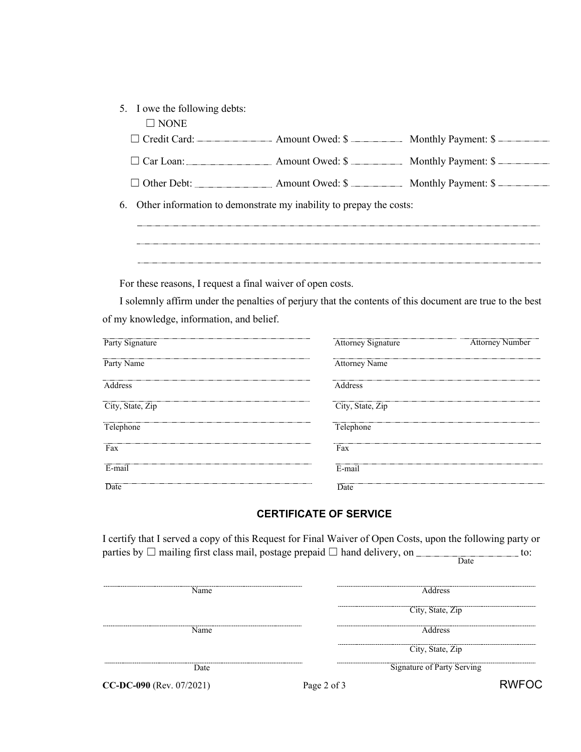5. I owe the following debts:

   ☐ NONE

   ☐ Credit Card: ____________ Amount Owed: $ ________ Monthly Payment: $ ________

   ☐ Car Loan: ____________ Amount Owed: $ ________ Monthly Payment: $ ________

   ☐ Other Debt: ____________ Amount Owed: $ ________ Monthly Payment: $ ________

6. Other information to demonstrate my inability to prepay the costs:

   ______________________________________________________________________

   ______________________________________________________________________

   ______________________________________________________________________

For these reasons, I request a final waiver of open costs.

I solemnly affirm under the penalties of perjury that the contents of this document are true to the best of my knowledge, information, and belief.

| | |
|---|---|
| Party Signature | Attorney Signature      Attorney Number |
| Party Name | Attorney Name |
| Address | Address |
| City, State, Zip | City, State, Zip |
| Telephone | Telephone |
| Fax | Fax |
| E-mail | E-mail |
| Date | Date |

## CERTIFICATE OF SERVICE

I certify that I served a copy of this Request for Final Waiver of Open Costs, upon the following party or parties by ☐ mailing first class mail, postage prepaid ☐ hand delivery, on ____________ (Date) to:

| | |
|---|---|
| Name | Address |
| | City, State, Zip |
| Name | Address |
| | City, State, Zip |
| Date | Signature of Party Serving |

CC-DC-090 (Rev. 07/2021) RWFOC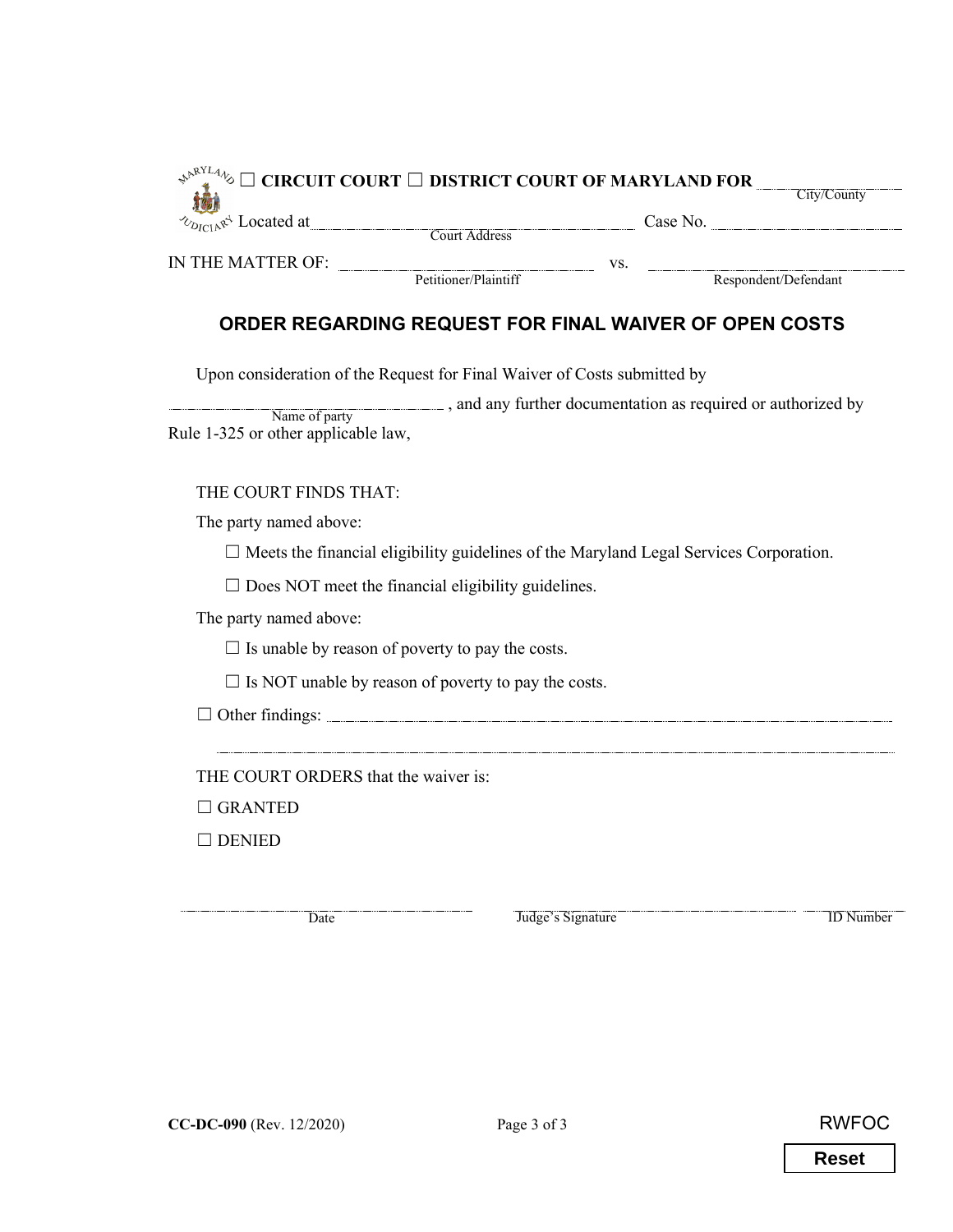☐ CIRCUIT COURT ☐ DISTRICT COURT OF MARYLAND FOR ______________
City/County

Located at ______________________________ Case No. ______________
Court Address

IN THE MATTER OF: ______________________ vs. ______________________
Petitioner/Plaintiff Respondent/Defendant

## ORDER REGARDING REQUEST FOR FINAL WAIVER OF OPEN COSTS

Upon consideration of the Request for Final Waiver of Costs submitted by

______________________ , and any further documentation as required or authorized by
Name of party

Rule 1-325 or other applicable law,

THE COURT FINDS THAT:

The party named above:

☐ Meets the financial eligibility guidelines of the Maryland Legal Services Corporation.

☐ Does NOT meet the financial eligibility guidelines.

The party named above:

☐ Is unable by reason of poverty to pay the costs.

☐ Is NOT unable by reason of poverty to pay the costs.

☐ Other findings: ______________________________________________

______________________________________________

THE COURT ORDERS that the waiver is:

☐ GRANTED

☐ DENIED

______________________ ______________________ ______________
Date Judge's Signature ID Number

**CC-DC-090** (Rev. 12/2020)

RWFOC

Reset